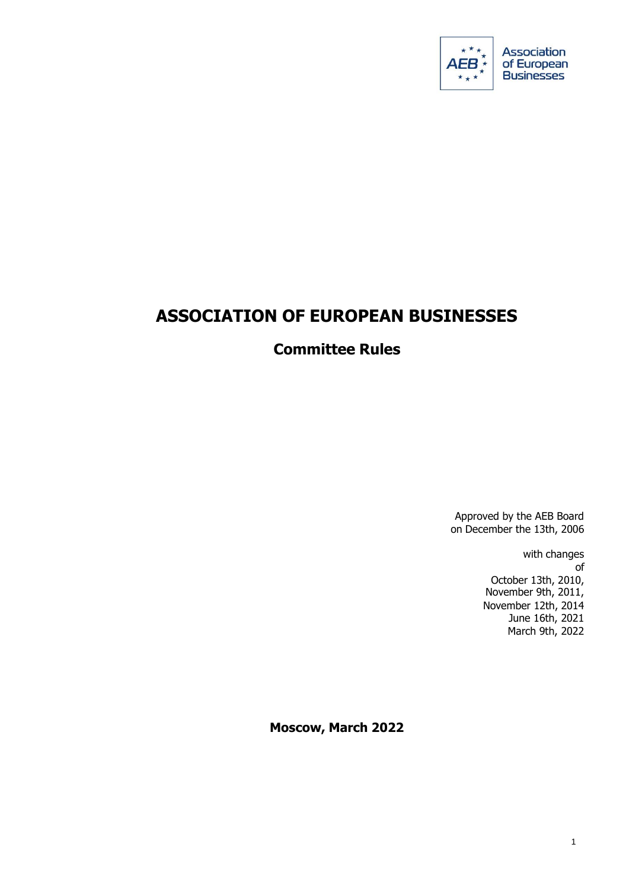Association of European Businesses

# ASSOCIATION OF EUROPEAN BUSINESSES

## Committee Rules

Approved by the AEB Board
on December the 13th, 2006

with changes
of
October 13th, 2010,
November 9th, 2011,
November 12th, 2014
June 16th, 2021
March 9th, 2022

**Moscow, March 2022**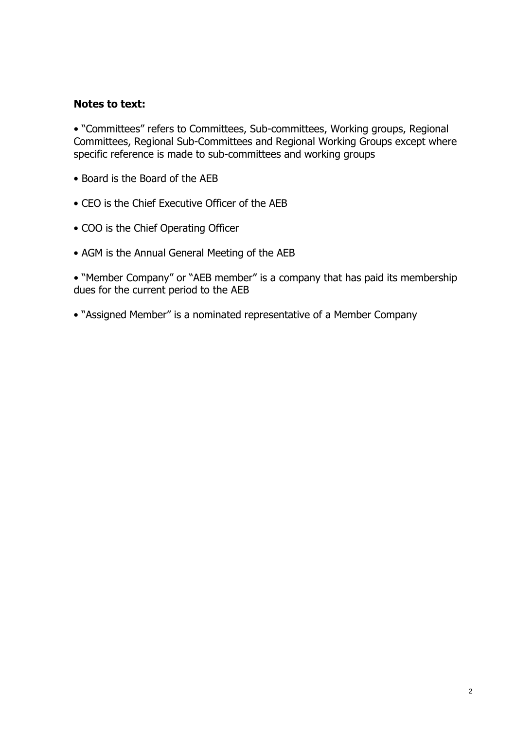**Notes to text:**

- "Committees" refers to Committees, Sub-committees, Working groups, Regional Committees, Regional Sub-Committees and Regional Working Groups except where specific reference is made to sub-committees and working groups
- Board is the Board of the AEB
- CEO is the Chief Executive Officer of the AEB
- COO is the Chief Operating Officer
- AGM is the Annual General Meeting of the AEB
- "Member Company" or "AEB member" is a company that has paid its membership dues for the current period to the AEB
- "Assigned Member" is a nominated representative of a Member Company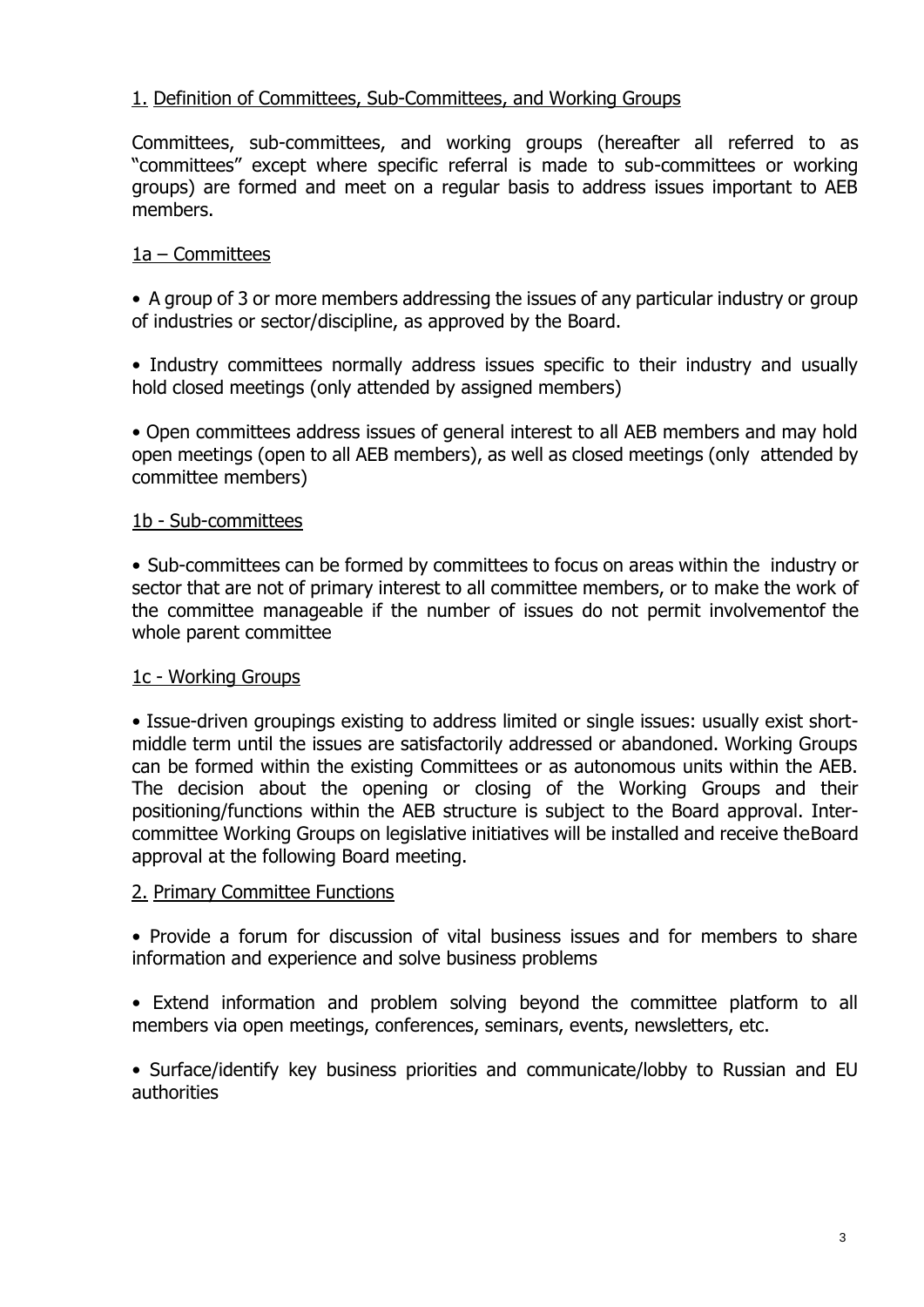## 1. Definition of Committees, Sub-Committees, and Working Groups

Committees, sub-committees, and working groups (hereafter all referred to as "committees" except where specific referral is made to sub-committees or working groups) are formed and meet on a regular basis to address issues important to AEB members.

### 1a – Committees

- A group of 3 or more members addressing the issues of any particular industry or group of industries or sector/discipline, as approved by the Board.
- Industry committees normally address issues specific to their industry and usually hold closed meetings (only attended by assigned members)
- Open committees address issues of general interest to all AEB members and may hold open meetings (open to all AEB members), as well as closed meetings (only attended by committee members)

### 1b - Sub-committees

- Sub-committees can be formed by committees to focus on areas within the industry or sector that are not of primary interest to all committee members, or to make the work of the committee manageable if the number of issues do not permit involvementof the whole parent committee

### 1c - Working Groups

- Issue-driven groupings existing to address limited or single issues: usually exist short-middle term until the issues are satisfactorily addressed or abandoned. Working Groups can be formed within the existing Committees or as autonomous units within the AEB. The decision about the opening or closing of the Working Groups and their positioning/functions within the AEB structure is subject to the Board approval. Inter-committee Working Groups on legislative initiatives will be installed and receive theBoard approval at the following Board meeting.

## 2. Primary Committee Functions

- Provide a forum for discussion of vital business issues and for members to share information and experience and solve business problems
- Extend information and problem solving beyond the committee platform to all members via open meetings, conferences, seminars, events, newsletters, etc.
- Surface/identify key business priorities and communicate/lobby to Russian and EU authorities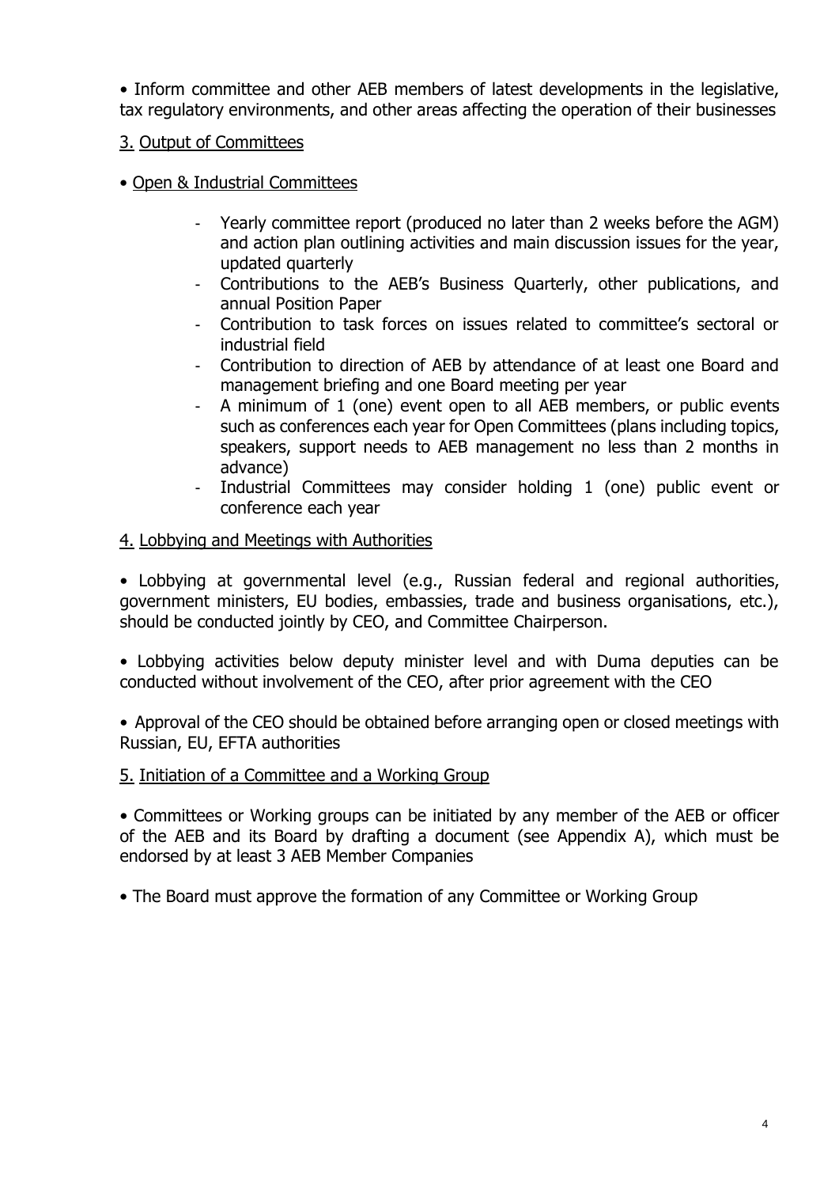- Inform committee and other AEB members of latest developments in the legislative, tax regulatory environments, and other areas affecting the operation of their businesses

## 3. Output of Committees

- Open & Industrial Committees

    - Yearly committee report (produced no later than 2 weeks before the AGM) and action plan outlining activities and main discussion issues for the year, updated quarterly
    - Contributions to the AEB's Business Quarterly, other publications, and annual Position Paper
    - Contribution to task forces on issues related to committee's sectoral or industrial field
    - Contribution to direction of AEB by attendance of at least one Board and management briefing and one Board meeting per year
    - A minimum of 1 (one) event open to all AEB members, or public events such as conferences each year for Open Committees (plans including topics, speakers, support needs to AEB management no less than 2 months in advance)
    - Industrial Committees may consider holding 1 (one) public event or conference each year

## 4. Lobbying and Meetings with Authorities

- Lobbying at governmental level (e.g., Russian federal and regional authorities, government ministers, EU bodies, embassies, trade and business organisations, etc.), should be conducted jointly by CEO, and Committee Chairperson.

- Lobbying activities below deputy minister level and with Duma deputies can be conducted without involvement of the CEO, after prior agreement with the CEO

- Approval of the CEO should be obtained before arranging open or closed meetings with Russian, EU, EFTA authorities

## 5. Initiation of a Committee and a Working Group

- Committees or Working groups can be initiated by any member of the AEB or officer of the AEB and its Board by drafting a document (see Appendix A), which must be endorsed by at least 3 AEB Member Companies

- The Board must approve the formation of any Committee or Working Group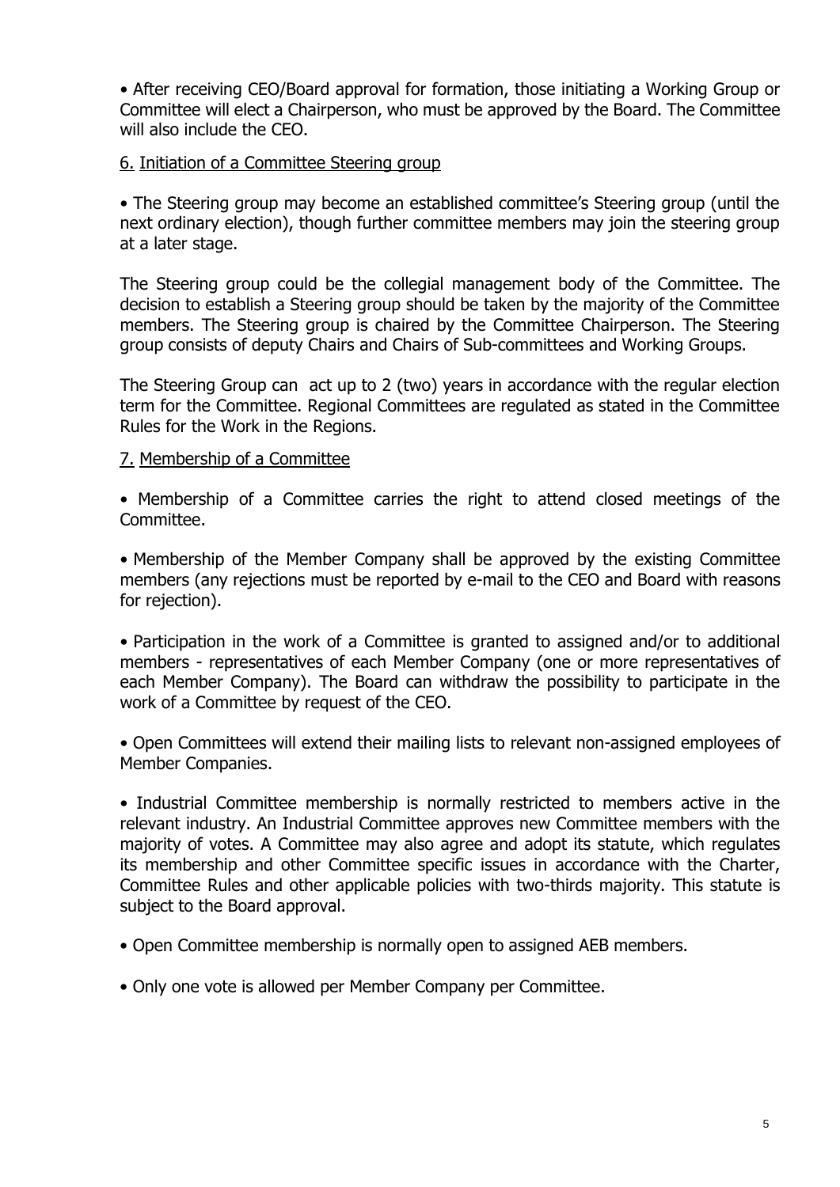• After receiving CEO/Board approval for formation, those initiating a Working Group or Committee will elect a Chairperson, who must be approved by the Board. The Committee will also include the CEO.

6. Initiation of a Committee Steering group

• The Steering group may become an established committee's Steering group (until the next ordinary election), though further committee members may join the steering group at a later stage.

The Steering group could be the collegial management body of the Committee. The decision to establish a Steering group should be taken by the majority of the Committee members. The Steering group is chaired by the Committee Chairperson. The Steering group consists of deputy Chairs and Chairs of Sub-committees and Working Groups.

The Steering Group can act up to 2 (two) years in accordance with the regular election term for the Committee. Regional Committees are regulated as stated in the Committee Rules for the Work in the Regions.

7. Membership of a Committee

• Membership of a Committee carries the right to attend closed meetings of the Committee.

• Membership of the Member Company shall be approved by the existing Committee members (any rejections must be reported by e-mail to the CEO and Board with reasons for rejection).

• Participation in the work of a Committee is granted to assigned and/or to additional members - representatives of each Member Company (one or more representatives of each Member Company). The Board can withdraw the possibility to participate in the work of a Committee by request of the CEO.

• Open Committees will extend their mailing lists to relevant non-assigned employees of Member Companies.

• Industrial Committee membership is normally restricted to members active in the relevant industry. An Industrial Committee approves new Committee members with the majority of votes. A Committee may also agree and adopt its statute, which regulates its membership and other Committee specific issues in accordance with the Charter, Committee Rules and other applicable policies with two-thirds majority. This statute is subject to the Board approval.

• Open Committee membership is normally open to assigned AEB members.

• Only one vote is allowed per Member Company per Committee.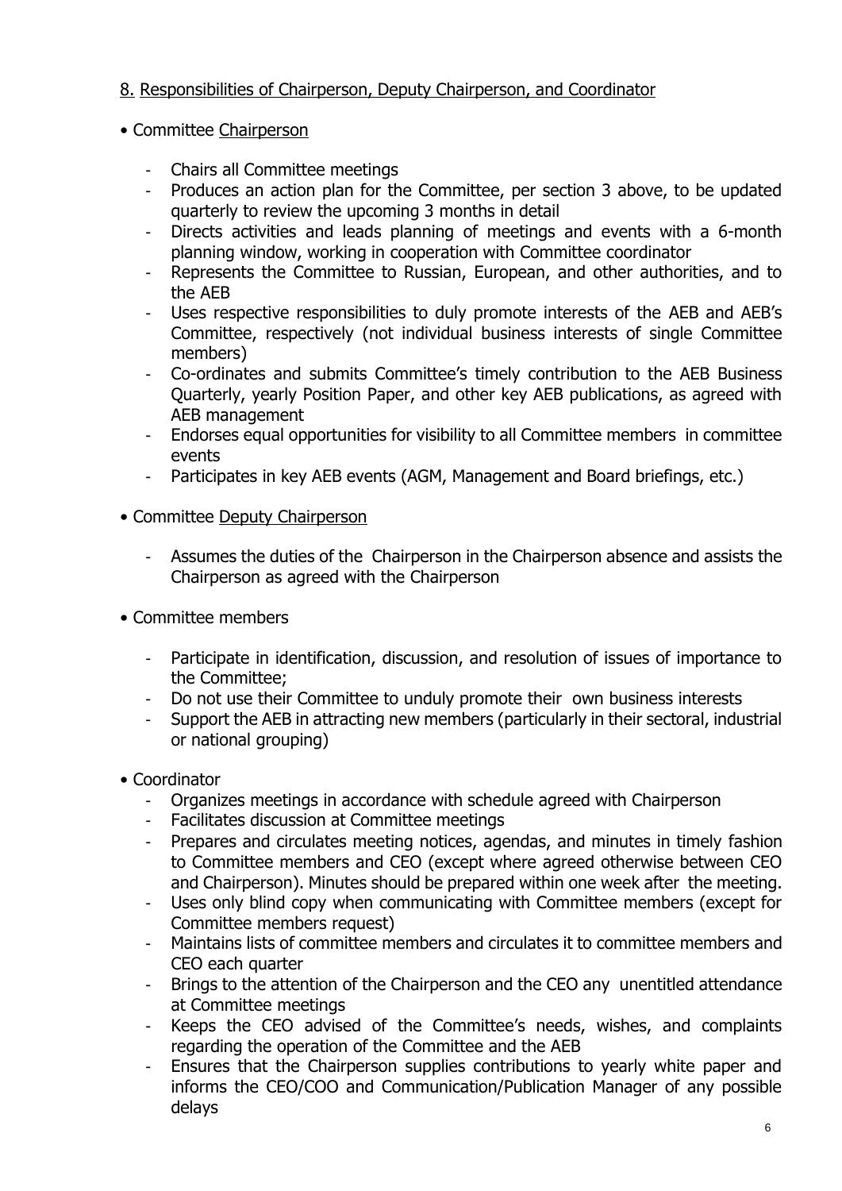## 8. Responsibilities of Chairperson, Deputy Chairperson, and Coordinator

- Committee Chairperson
    - Chairs all Committee meetings
    - Produces an action plan for the Committee, per section 3 above, to be updated quarterly to review the upcoming 3 months in detail
    - Directs activities and leads planning of meetings and events with a 6-month planning window, working in cooperation with Committee coordinator
    - Represents the Committee to Russian, European, and other authorities, and to the AEB
    - Uses respective responsibilities to duly promote interests of the AEB and AEB's Committee, respectively (not individual business interests of single Committee members)
    - Co-ordinates and submits Committee's timely contribution to the AEB Business Quarterly, yearly Position Paper, and other key AEB publications, as agreed with AEB management
    - Endorses equal opportunities for visibility to all Committee members in committee events
    - Participates in key AEB events (AGM, Management and Board briefings, etc.)

- Committee Deputy Chairperson
    - Assumes the duties of the Chairperson in the Chairperson absence and assists the Chairperson as agreed with the Chairperson

- Committee members
    - Participate in identification, discussion, and resolution of issues of importance to the Committee;
    - Do not use their Committee to unduly promote their own business interests
    - Support the AEB in attracting new members (particularly in their sectoral, industrial or national grouping)

- Coordinator
    - Organizes meetings in accordance with schedule agreed with Chairperson
    - Facilitates discussion at Committee meetings
    - Prepares and circulates meeting notices, agendas, and minutes in timely fashion to Committee members and CEO (except where agreed otherwise between CEO and Chairperson). Minutes should be prepared within one week after the meeting.
    - Uses only blind copy when communicating with Committee members (except for Committee members request)
    - Maintains lists of committee members and circulates it to committee members and CEO each quarter
    - Brings to the attention of the Chairperson and the CEO any unentitled attendance at Committee meetings
    - Keeps the CEO advised of the Committee's needs, wishes, and complaints regarding the operation of the Committee and the AEB
    - Ensures that the Chairperson supplies contributions to yearly white paper and informs the CEO/COO and Communication/Publication Manager of any possible delays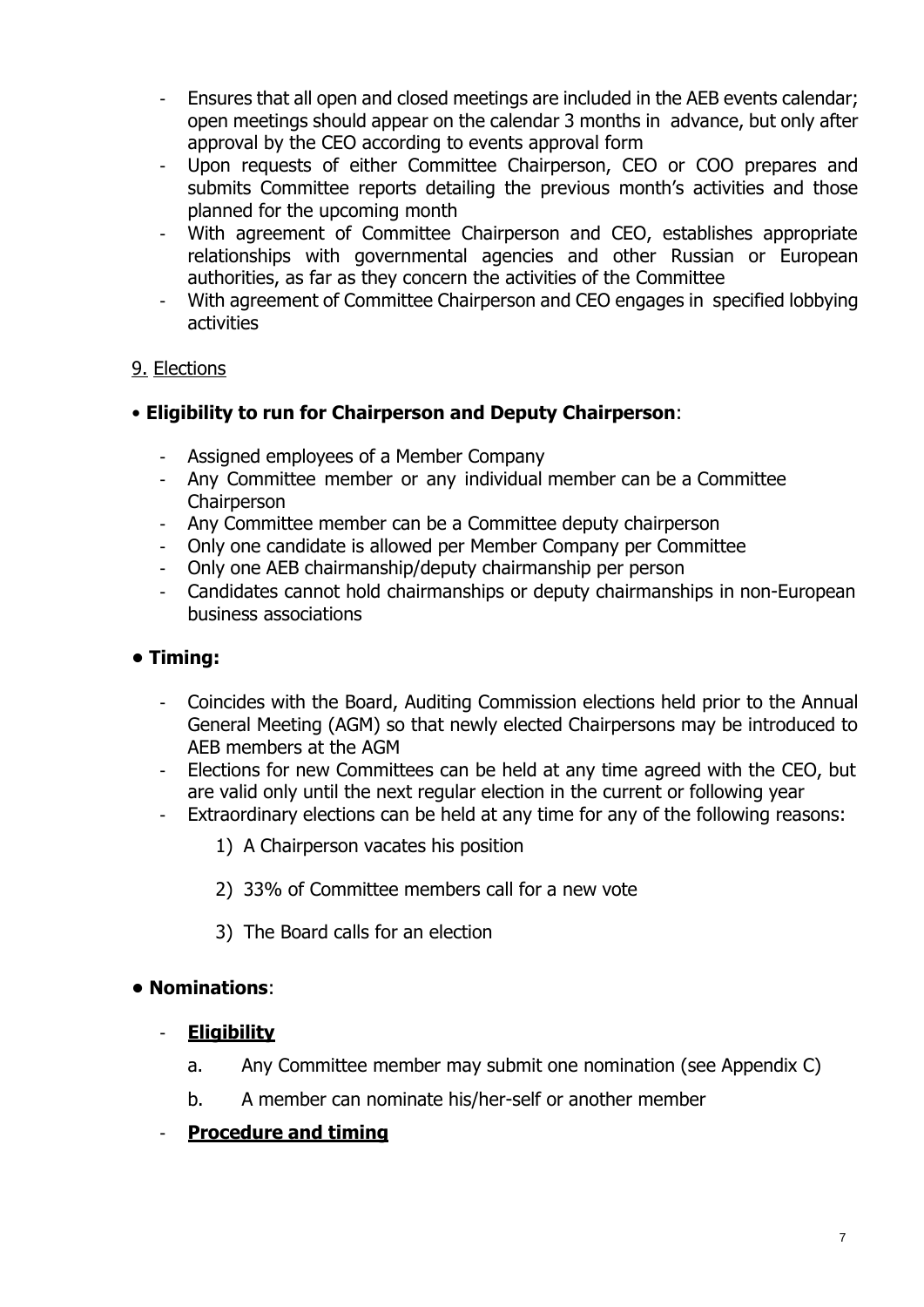- Ensures that all open and closed meetings are included in the AEB events calendar; open meetings should appear on the calendar 3 months in advance, but only after approval by the CEO according to events approval form
- Upon requests of either Committee Chairperson, CEO or COO prepares and submits Committee reports detailing the previous month's activities and those planned for the upcoming month
- With agreement of Committee Chairperson and CEO, establishes appropriate relationships with governmental agencies and other Russian or European authorities, as far as they concern the activities of the Committee
- With agreement of Committee Chairperson and CEO engages in specified lobbying activities

## 9. Elections

• **Eligibility to run for Chairperson and Deputy Chairperson**:

- Assigned employees of a Member Company
- Any Committee member or any individual member can be a Committee Chairperson
- Any Committee member can be a Committee deputy chairperson
- Only one candidate is allowed per Member Company per Committee
- Only one AEB chairmanship/deputy chairmanship per person
- Candidates cannot hold chairmanships or deputy chairmanships in non-European business associations

**• Timing:**

- Coincides with the Board, Auditing Commission elections held prior to the Annual General Meeting (AGM) so that newly elected Chairpersons may be introduced to AEB members at the AGM
- Elections for new Committees can be held at any time agreed with the CEO, but are valid only until the next regular election in the current or following year
- Extraordinary elections can be held at any time for any of the following reasons:
  1) A Chairperson vacates his position
  2) 33% of Committee members call for a new vote
  3) The Board calls for an election

**• Nominations**:

- **Eligibility**
  a. Any Committee member may submit one nomination (see Appendix C)
  b. A member can nominate his/her-self or another member
- **Procedure and timing**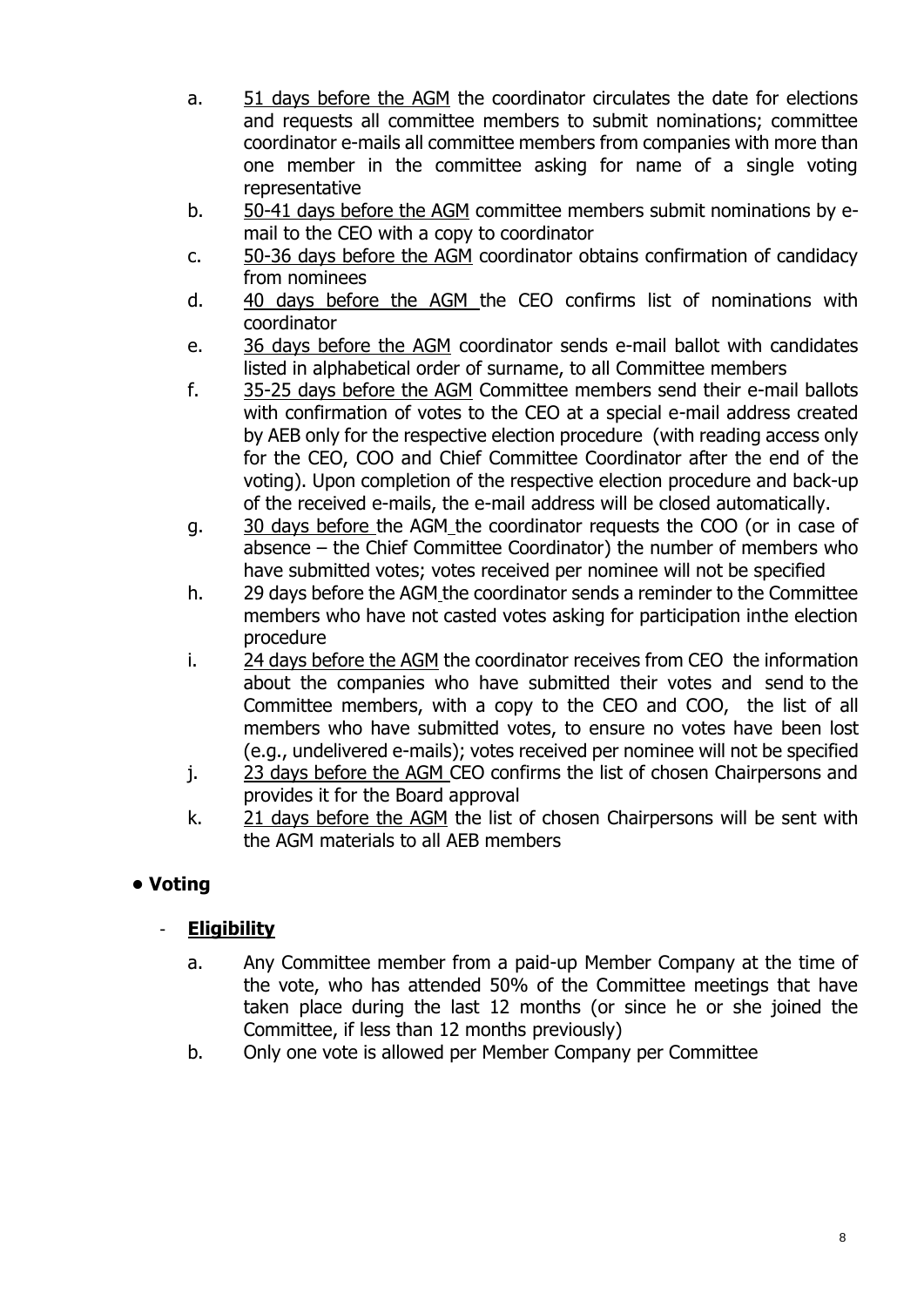a. 51 days before the AGM the coordinator circulates the date for elections and requests all committee members to submit nominations; committee coordinator e-mails all committee members from companies with more than one member in the committee asking for name of a single voting representative
b. 50-41 days before the AGM committee members submit nominations by e-mail to the CEO with a copy to coordinator
c. 50-36 days before the AGM coordinator obtains confirmation of candidacy from nominees
d. 40 days before the AGM the CEO confirms list of nominations with coordinator
e. 36 days before the AGM coordinator sends e-mail ballot with candidates listed in alphabetical order of surname, to all Committee members
f. 35-25 days before the AGM Committee members send their e-mail ballots with confirmation of votes to the CEO at a special e-mail address created by AEB only for the respective election procedure (with reading access only for the CEO, COO and Chief Committee Coordinator after the end of the voting). Upon completion of the respective election procedure and back-up of the received e-mails, the e-mail address will be closed automatically.
g. 30 days before the AGM the coordinator requests the COO (or in case of absence – the Chief Committee Coordinator) the number of members who have submitted votes; votes received per nominee will not be specified
h. 29 days before the AGM the coordinator sends a reminder to the Committee members who have not casted votes asking for participation inthe election procedure
i. 24 days before the AGM the coordinator receives from CEO the information about the companies who have submitted their votes and send to the Committee members, with a copy to the CEO and COO, the list of all members who have submitted votes, to ensure no votes have been lost (e.g., undelivered e-mails); votes received per nominee will not be specified
j. 23 days before the AGM CEO confirms the list of chosen Chairpersons and provides it for the Board approval
k. 21 days before the AGM the list of chosen Chairpersons will be sent with the AGM materials to all AEB members

- **Voting**

  - **Eligibility**

    a. Any Committee member from a paid-up Member Company at the time of the vote, who has attended 50% of the Committee meetings that have taken place during the last 12 months (or since he or she joined the Committee, if less than 12 months previously)
    b. Only one vote is allowed per Member Company per Committee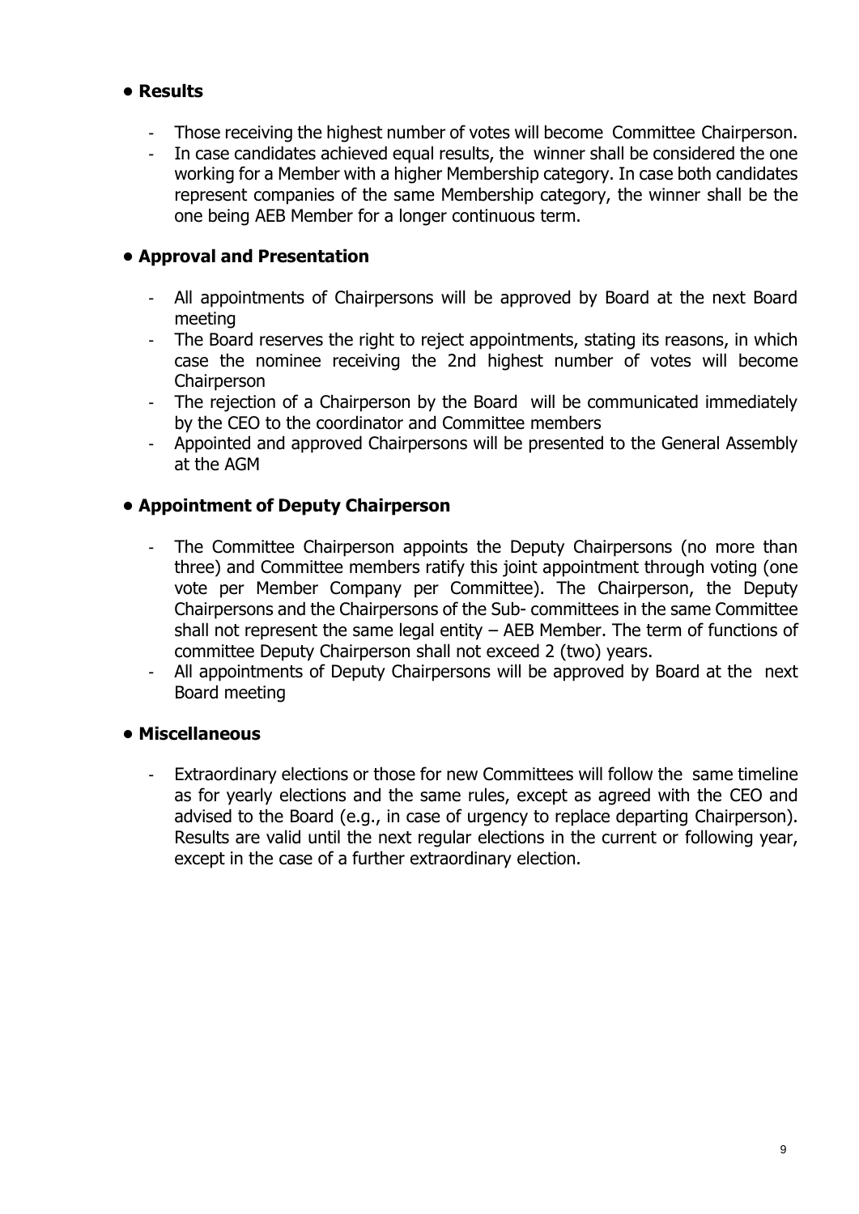- **Results**

  - Those receiving the highest number of votes will become Committee Chairperson.
  - In case candidates achieved equal results, the winner shall be considered the one working for a Member with a higher Membership category. In case both candidates represent companies of the same Membership category, the winner shall be the one being AEB Member for a longer continuous term.

- **Approval and Presentation**

  - All appointments of Chairpersons will be approved by Board at the next Board meeting
  - The Board reserves the right to reject appointments, stating its reasons, in which case the nominee receiving the 2nd highest number of votes will become Chairperson
  - The rejection of a Chairperson by the Board will be communicated immediately by the CEO to the coordinator and Committee members
  - Appointed and approved Chairpersons will be presented to the General Assembly at the AGM

- **Appointment of Deputy Chairperson**

  - The Committee Chairperson appoints the Deputy Chairpersons (no more than three) and Committee members ratify this joint appointment through voting (one vote per Member Company per Committee). The Chairperson, the Deputy Chairpersons and the Chairpersons of the Sub- committees in the same Committee shall not represent the same legal entity – AEB Member. The term of functions of committee Deputy Chairperson shall not exceed 2 (two) years.
  - All appointments of Deputy Chairpersons will be approved by Board at the next Board meeting

- **Miscellaneous**

  - Extraordinary elections or those for new Committees will follow the same timeline as for yearly elections and the same rules, except as agreed with the CEO and advised to the Board (e.g., in case of urgency to replace departing Chairperson). Results are valid until the next regular elections in the current or following year, except in the case of a further extraordinary election.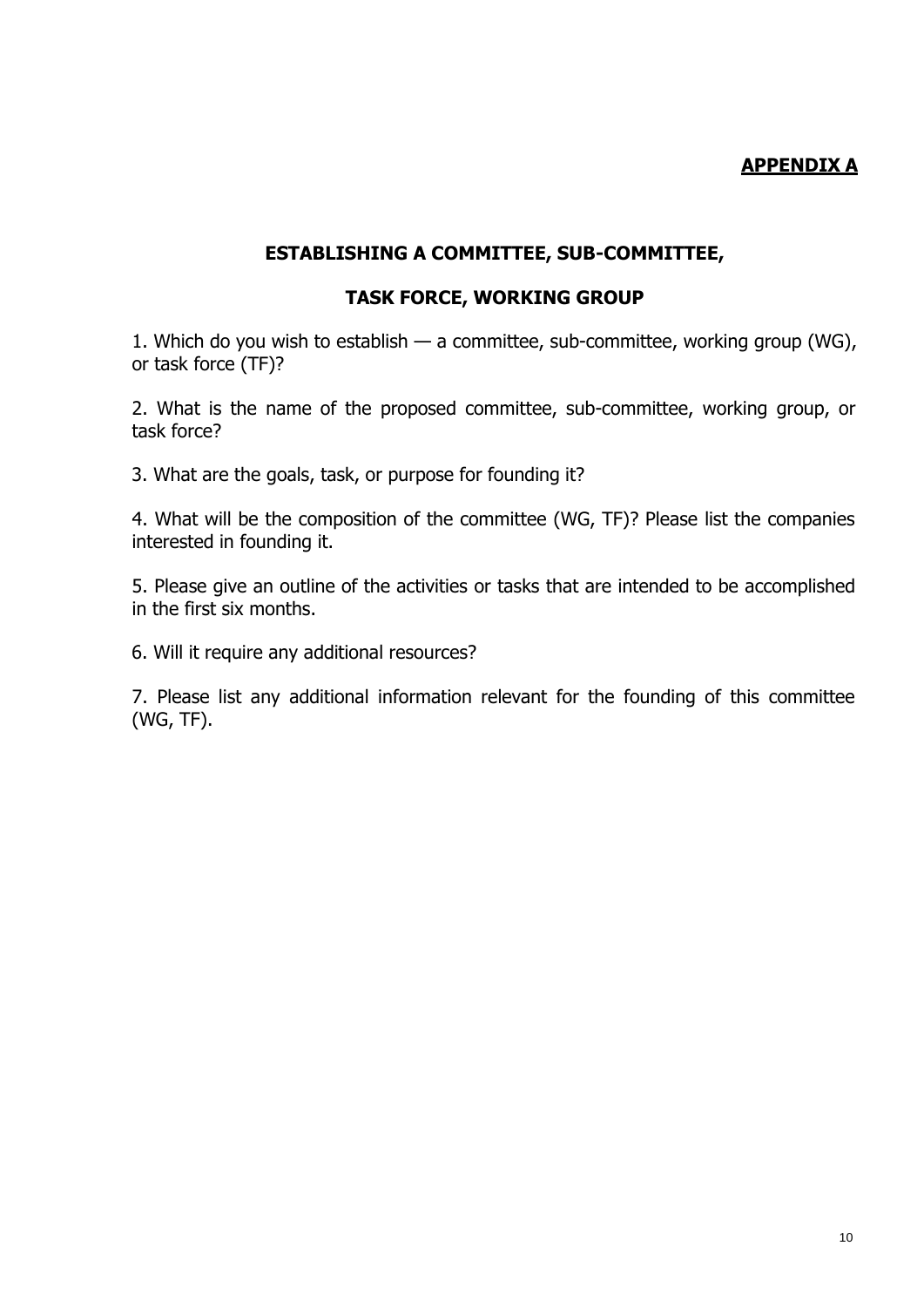**APPENDIX A**

## ESTABLISHING A COMMITTEE, SUB-COMMITTEE,

## TASK FORCE, WORKING GROUP

1. Which do you wish to establish — a committee, sub-committee, working group (WG), or task force (TF)?

2. What is the name of the proposed committee, sub-committee, working group, or task force?

3. What are the goals, task, or purpose for founding it?

4. What will be the composition of the committee (WG, TF)? Please list the companies interested in founding it.

5. Please give an outline of the activities or tasks that are intended to be accomplished in the first six months.

6. Will it require any additional resources?

7. Please list any additional information relevant for the founding of this committee (WG, TF).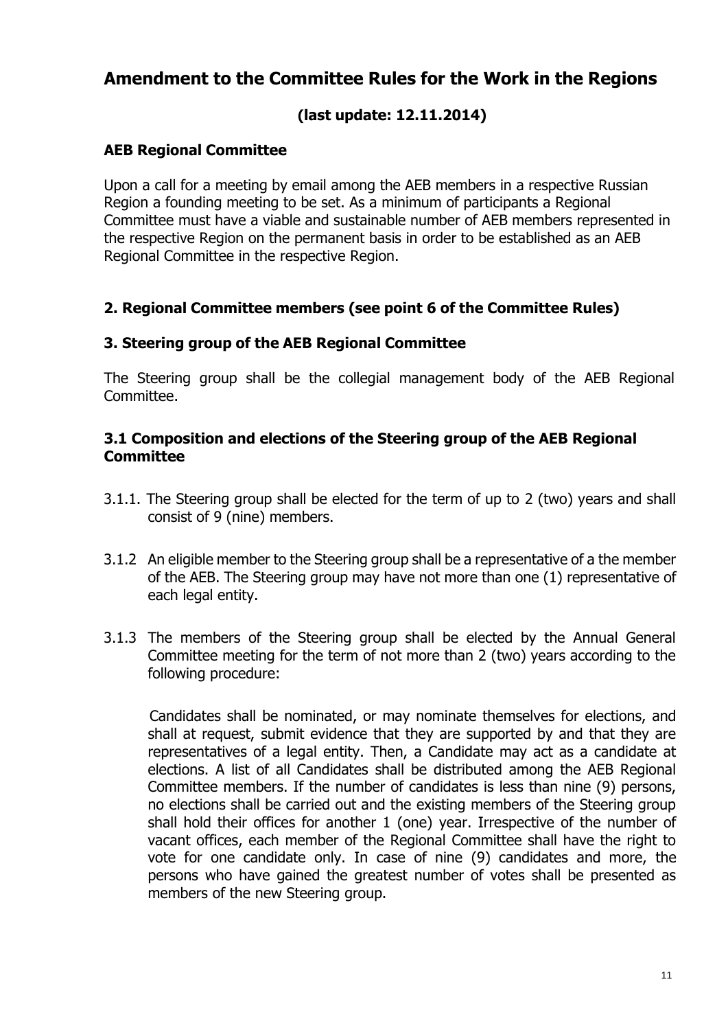# Amendment to the Committee Rules for the Work in the Regions

### (last update: 12.11.2014)

### AEB Regional Committee

Upon a call for a meeting by email among the AEB members in a respective Russian Region a founding meeting to be set. As a minimum of participants a Regional Committee must have a viable and sustainable number of AEB members represented in the respective Region on the permanent basis in order to be established as an AEB Regional Committee in the respective Region.

### 2. Regional Committee members (see point 6 of the Committee Rules)

### 3. Steering group of the AEB Regional Committee

The Steering group shall be the collegial management body of the AEB Regional Committee.

### 3.1 Composition and elections of the Steering group of the AEB Regional Committee

3.1.1. The Steering group shall be elected for the term of up to 2 (two) years and shall consist of 9 (nine) members.

3.1.2 An eligible member to the Steering group shall be a representative of a the member of the AEB. The Steering group may have not more than one (1) representative of each legal entity.

3.1.3 The members of the Steering group shall be elected by the Annual General Committee meeting for the term of not more than 2 (two) years according to the following procedure:

Candidates shall be nominated, or may nominate themselves for elections, and shall at request, submit evidence that they are supported by and that they are representatives of a legal entity. Then, a Candidate may act as a candidate at elections. A list of all Candidates shall be distributed among the AEB Regional Committee members. If the number of candidates is less than nine (9) persons, no elections shall be carried out and the existing members of the Steering group shall hold their offices for another 1 (one) year. Irrespective of the number of vacant offices, each member of the Regional Committee shall have the right to vote for one candidate only. In case of nine (9) candidates and more, the persons who have gained the greatest number of votes shall be presented as members of the new Steering group.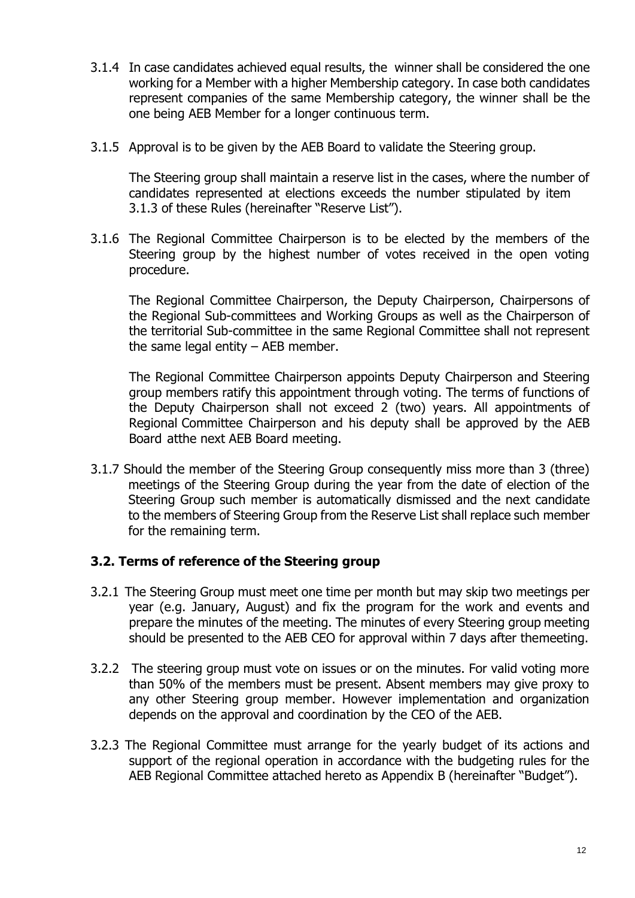3.1.4 In case candidates achieved equal results, the winner shall be considered the one working for a Member with a higher Membership category. In case both candidates represent companies of the same Membership category, the winner shall be the one being AEB Member for a longer continuous term.

3.1.5 Approval is to be given by the AEB Board to validate the Steering group.

The Steering group shall maintain a reserve list in the cases, where the number of candidates represented at elections exceeds the number stipulated by item 3.1.3 of these Rules (hereinafter "Reserve List").

3.1.6 The Regional Committee Chairperson is to be elected by the members of the Steering group by the highest number of votes received in the open voting procedure.

The Regional Committee Chairperson, the Deputy Chairperson, Chairpersons of the Regional Sub-committees and Working Groups as well as the Chairperson of the territorial Sub-committee in the same Regional Committee shall not represent the same legal entity – AEB member.

The Regional Committee Chairperson appoints Deputy Chairperson and Steering group members ratify this appointment through voting. The terms of functions of the Deputy Chairperson shall not exceed 2 (two) years. All appointments of Regional Committee Chairperson and his deputy shall be approved by the AEB Board atthe next AEB Board meeting.

3.1.7 Should the member of the Steering Group consequently miss more than 3 (three) meetings of the Steering Group during the year from the date of election of the Steering Group such member is automatically dismissed and the next candidate to the members of Steering Group from the Reserve List shall replace such member for the remaining term.

### 3.2. Terms of reference of the Steering group

3.2.1 The Steering Group must meet one time per month but may skip two meetings per year (e.g. January, August) and fix the program for the work and events and prepare the minutes of the meeting. The minutes of every Steering group meeting should be presented to the AEB CEO for approval within 7 days after themeeting.

3.2.2 The steering group must vote on issues or on the minutes. For valid voting more than 50% of the members must be present. Absent members may give proxy to any other Steering group member. However implementation and organization depends on the approval and coordination by the CEO of the AEB.

3.2.3 The Regional Committee must arrange for the yearly budget of its actions and support of the regional operation in accordance with the budgeting rules for the AEB Regional Committee attached hereto as Appendix B (hereinafter "Budget").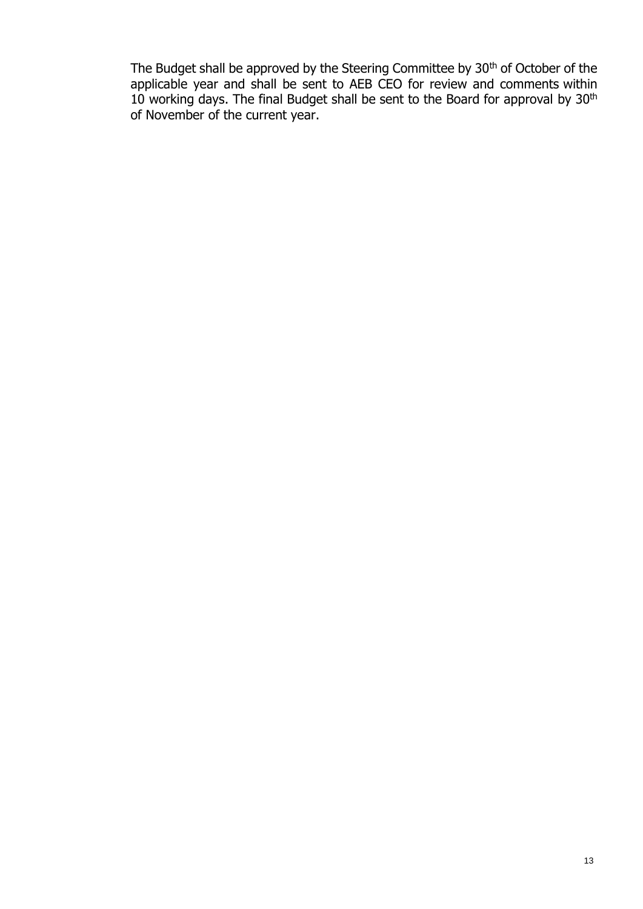The Budget shall be approved by the Steering Committee by 30th of October of the applicable year and shall be sent to AEB CEO for review and comments within 10 working days. The final Budget shall be sent to the Board for approval by 30th of November of the current year.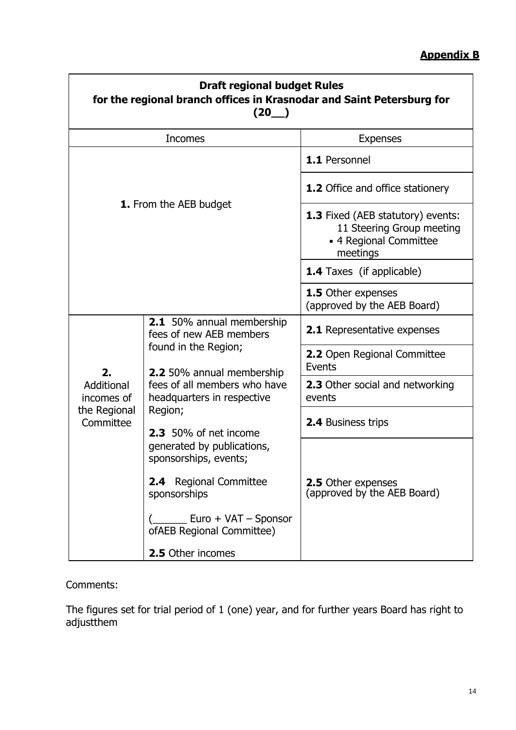**Appendix B**

| **Draft regional budget Rules for the regional branch offices in Krasnodar and Saint Petersburg for (20__)** | | |
|---|---|---|
| Incomes | | Expenses |
| **1.** From the AEB budget | | **1.1** Personnel |
| | | **1.2** Office and office stationery |
| | | **1.3** Fixed (AEB statutory) events: 11 Steering Group meeting • 4 Regional Committee meetings |
| | | **1.4** Taxes (if applicable) |
| | | **1.5** Other expenses (approved by the AEB Board) |
| **2.** Additional incomes of the Regional Committee | **2.1** 50% annual membership fees of new AEB members found in the Region; | **2.1** Representative expenses |
| | **2.2** 50% annual membership fees of all members who have headquarters in respective Region; | **2.2** Open Regional Committee Events |
| | **2.3** 50% of net income generated by publications, sponsorships, events; | **2.3** Other social and networking events |
| | **2.4** Regional Committee sponsorships (______ Euro + VAT – Sponsor ofAEB Regional Committee) | **2.4** Business trips |
| | **2.5** Other incomes | **2.5** Other expenses (approved by the AEB Board) |

Comments:

The figures set for trial period of 1 (one) year, and for further years Board has right to adjustthem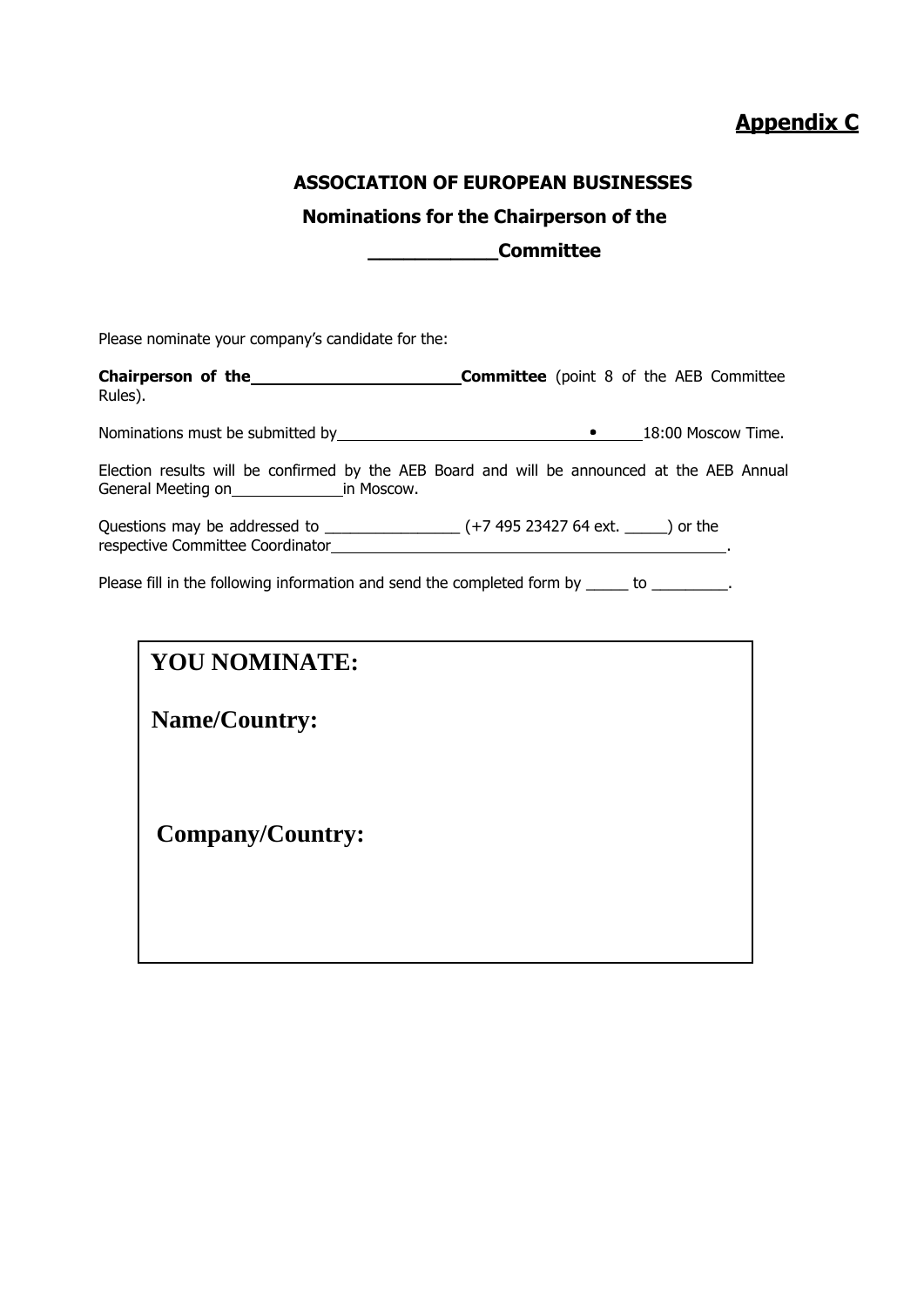**Appendix C**

**ASSOCIATION OF EUROPEAN BUSINESSES**

**Nominations for the Chairperson of the**

**___________Committee**

Please nominate your company's candidate for the:

**Chairperson of the________________________Committee** (point 8 of the AEB Committee Rules).

Nominations must be submitted by________________________________ • ______18:00 Moscow Time.

Election results will be confirmed by the AEB Board and will be announced at the AEB Annual General Meeting on______________in Moscow.

Questions may be addressed to ________________ (+7 495 23427 64 ext. _____) or the respective Committee Coordinator_________________________________________________.

Please fill in the following information and send the completed form by _____ to _________.

**YOU NOMINATE:**

**Name/Country:**

**Company/Country:**